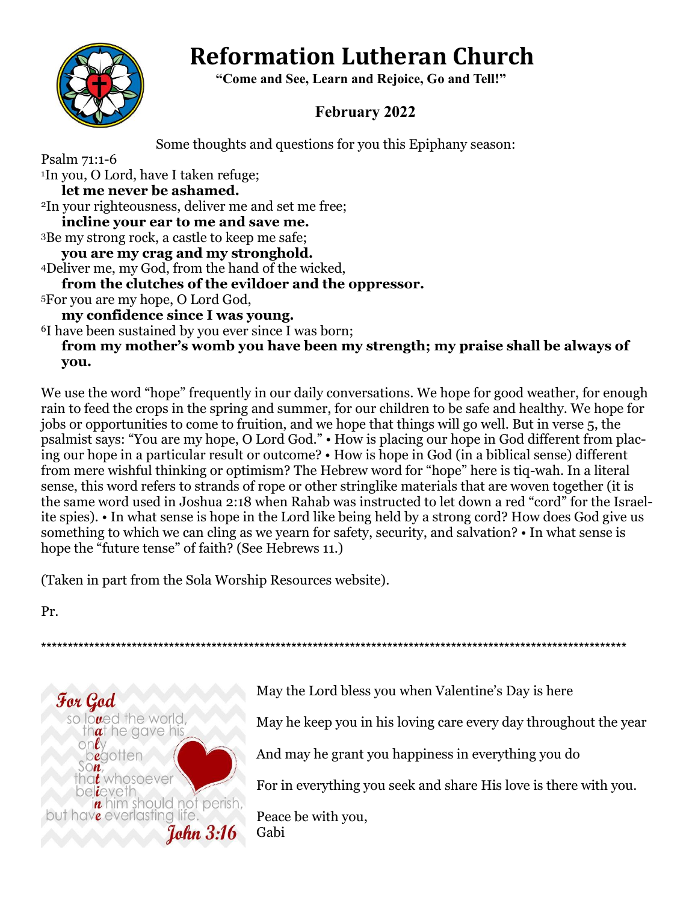# Reformation Lutheran Church

**"Come and See, Learn and Rejoice, Go and Tell!"**

**February 2022**

Some thoughts and questions for you this Epiphany season:

Psalm 71:1-6

[1]In you, O Lord, have I taken refuge;
**let me never be ashamed.**

[2]In your righteousness, deliver me and set me free;
**incline your ear to me and save me.**

[3]Be my strong rock, a castle to keep me safe;
**you are my crag and my stronghold.**

[4]Deliver me, my God, from the hand of the wicked,
**from the clutches of the evildoer and the oppressor.**

[5]For you are my hope, O Lord God,
**my confidence since I was young.**

[6]I have been sustained by you ever since I was born;
**from my mother's womb you have been my strength; my praise shall be always of you.**

We use the word "hope" frequently in our daily conversations. We hope for good weather, for enough rain to feed the crops in the spring and summer, for our children to be safe and healthy. We hope for jobs or opportunities to come to fruition, and we hope that things will go well. But in verse 5, the psalmist says: "You are my hope, O Lord God." • How is placing our hope in God different from placing our hope in a particular result or outcome? • How is hope in God (in a biblical sense) different from mere wishful thinking or optimism? The Hebrew word for "hope" here is tiq-wah. In a literal sense, this word refers to strands of rope or other stringlike materials that are woven together (it is the same word used in Joshua 2:18 when Rahab was instructed to let down a red "cord" for the Israelite spies). • In what sense is hope in the Lord like being held by a strong cord? How does God give us something to which we can cling as we yearn for safety, security, and salvation? • In what sense is hope the "future tense" of faith? (See Hebrews 11.)

(Taken in part from the Sola Worship Resources website).

Pr.

---

For God so loved the world, that he gave his only begotten Son, that whosoever believeth in him should not perish, but have everlasting life. John 3:16

May the Lord bless you when Valentine's Day is here

May he keep you in his loving care every day throughout the year

And may he grant you happiness in everything you do

For in everything you seek and share His love is there with you.

Peace be with you,
Gabi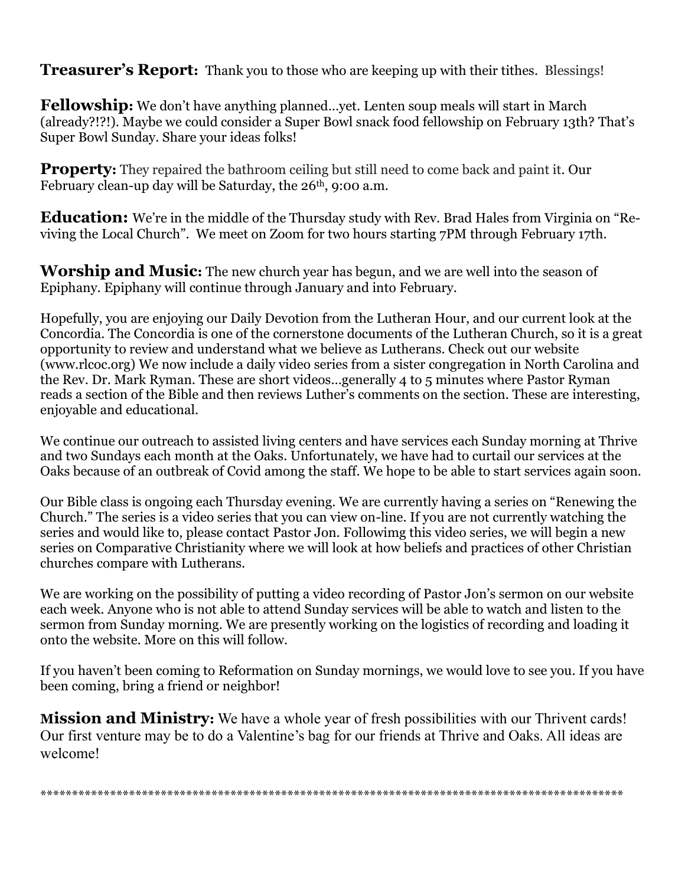**Treasurer's Report:** Thank you to those who are keeping up with their tithes. Blessings!

**Fellowship:** We don't have anything planned…yet. Lenten soup meals will start in March (already?!?!). Maybe we could consider a Super Bowl snack food fellowship on February 13th? That's Super Bowl Sunday. Share your ideas folks!

**Property:** They repaired the bathroom ceiling but still need to come back and paint it. Our February clean-up day will be Saturday, the 26th, 9:00 a.m.

**Education:** We're in the middle of the Thursday study with Rev. Brad Hales from Virginia on "Re-viving the Local Church". We meet on Zoom for two hours starting 7PM through February 17th.

**Worship and Music:** The new church year has begun, and we are well into the season of Epiphany. Epiphany will continue through January and into February.

Hopefully, you are enjoying our Daily Devotion from the Lutheran Hour, and our current look at the Concordia. The Concordia is one of the cornerstone documents of the Lutheran Church, so it is a great opportunity to review and understand what we believe as Lutherans. Check out our website (www.rlcoc.org) We now include a daily video series from a sister congregation in North Carolina and the Rev. Dr. Mark Ryman. These are short videos…generally 4 to 5 minutes where Pastor Ryman reads a section of the Bible and then reviews Luther's comments on the section. These are interesting, enjoyable and educational.

We continue our outreach to assisted living centers and have services each Sunday morning at Thrive and two Sundays each month at the Oaks. Unfortunately, we have had to curtail our services at the Oaks because of an outbreak of Covid among the staff. We hope to be able to start services again soon.

Our Bible class is ongoing each Thursday evening. We are currently having a series on "Renewing the Church." The series is a video series that you can view on-line. If you are not currently watching the series and would like to, please contact Pastor Jon. Followimg this video series, we will begin a new series on Comparative Christianity where we will look at how beliefs and practices of other Christian churches compare with Lutherans.

We are working on the possibility of putting a video recording of Pastor Jon's sermon on our website each week. Anyone who is not able to attend Sunday services will be able to watch and listen to the sermon from Sunday morning. We are presently working on the logistics of recording and loading it onto the website. More on this will follow.

If you haven't been coming to Reformation on Sunday mornings, we would love to see you. If you have been coming, bring a friend or neighbor!

**Mission and Ministry:** We have a whole year of fresh possibilities with our Thrivent cards! Our first venture may be to do a Valentine's bag for our friends at Thrive and Oaks. All ideas are welcome!

***********************************************************************************************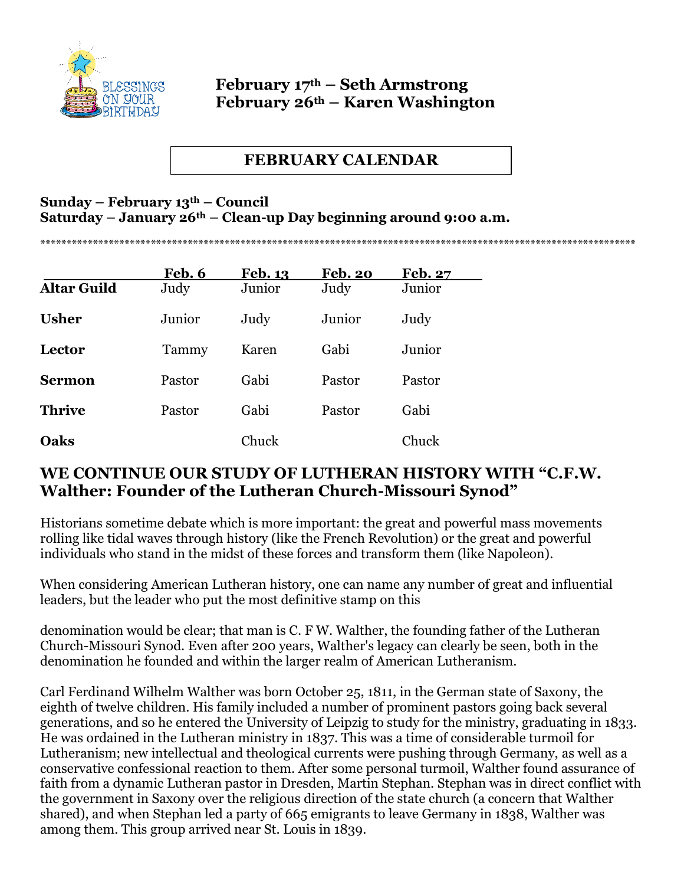BLESSINGS ON YOUR BIRTHDAY

**February 17th – Seth Armstrong**
**February 26th – Karen Washington**

## FEBRUARY CALENDAR

**Sunday – February 13th – Council**
**Saturday – January 26th – Clean-up Day beginning around 9:00 a.m.**

*********************************************************************************************************************

| | Feb. 6 | Feb. 13 | Feb. 20 | Feb. 27 |
|---|---|---|---|---|
| **Altar Guild** | Judy | Junior | Judy | Junior |
| **Usher** | Junior | Judy | Junior | Judy |
| **Lector** | Tammy | Karen | Gabi | Junior |
| **Sermon** | Pastor | Gabi | Pastor | Pastor |
| **Thrive** | Pastor | Gabi | Pastor | Gabi |
| **Oaks** | | Chuck | | Chuck |

## WE CONTINUE OUR STUDY OF LUTHERAN HISTORY WITH "C.F.W. Walther: Founder of the Lutheran Church-Missouri Synod"

Historians sometime debate which is more important: the great and powerful mass movements rolling like tidal waves through history (like the French Revolution) or the great and powerful individuals who stand in the midst of these forces and transform them (like Napoleon).

When considering American Lutheran history, one can name any number of great and influential leaders, but the leader who put the most definitive stamp on this

denomination would be clear; that man is C. F W. Walther, the founding father of the Lutheran Church-Missouri Synod. Even after 200 years, Walther's legacy can clearly be seen, both in the denomination he founded and within the larger realm of American Lutheranism.

Carl Ferdinand Wilhelm Walther was born October 25, 1811, in the German state of Saxony, the eighth of twelve children. His family included a number of prominent pastors going back several generations, and so he entered the University of Leipzig to study for the ministry, graduating in 1833. He was ordained in the Lutheran ministry in 1837. This was a time of considerable turmoil for Lutheranism; new intellectual and theological currents were pushing through Germany, as well as a conservative confessional reaction to them. After some personal turmoil, Walther found assurance of faith from a dynamic Lutheran pastor in Dresden, Martin Stephan. Stephan was in direct conflict with the government in Saxony over the religious direction of the state church (a concern that Walther shared), and when Stephan led a party of 665 emigrants to leave Germany in 1838, Walther was among them. This group arrived near St. Louis in 1839.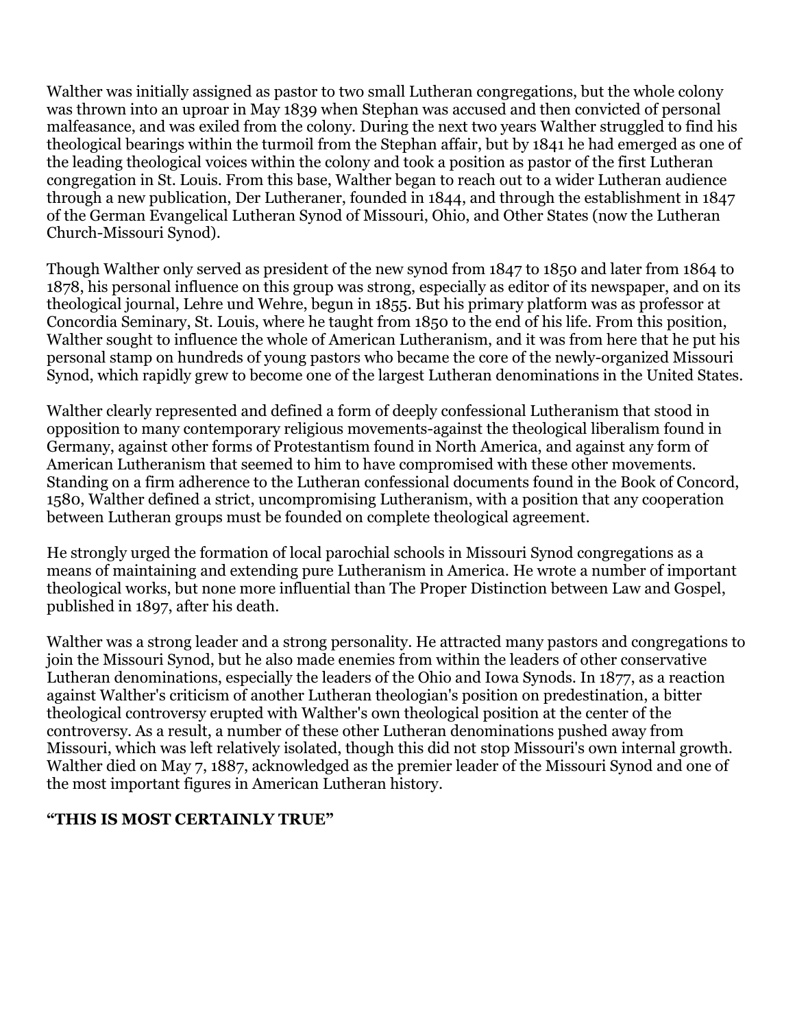Walther was initially assigned as pastor to two small Lutheran congregations, but the whole colony was thrown into an uproar in May 1839 when Stephan was accused and then convicted of personal malfeasance, and was exiled from the colony. During the next two years Walther struggled to find his theological bearings within the turmoil from the Stephan affair, but by 1841 he had emerged as one of the leading theological voices within the colony and took a position as pastor of the first Lutheran congregation in St. Louis. From this base, Walther began to reach out to a wider Lutheran audience through a new publication, Der Lutheraner, founded in 1844, and through the establishment in 1847 of the German Evangelical Lutheran Synod of Missouri, Ohio, and Other States (now the Lutheran Church-Missouri Synod).

Though Walther only served as president of the new synod from 1847 to 1850 and later from 1864 to 1878, his personal influence on this group was strong, especially as editor of its newspaper, and on its theological journal, Lehre und Wehre, begun in 1855. But his primary platform was as professor at Concordia Seminary, St. Louis, where he taught from 1850 to the end of his life. From this position, Walther sought to influence the whole of American Lutheranism, and it was from here that he put his personal stamp on hundreds of young pastors who became the core of the newly-organized Missouri Synod, which rapidly grew to become one of the largest Lutheran denominations in the United States.

Walther clearly represented and defined a form of deeply confessional Lutheranism that stood in opposition to many contemporary religious movements-against the theological liberalism found in Germany, against other forms of Protestantism found in North America, and against any form of American Lutheranism that seemed to him to have compromised with these other movements. Standing on a firm adherence to the Lutheran confessional documents found in the Book of Concord, 1580, Walther defined a strict, uncompromising Lutheranism, with a position that any cooperation between Lutheran groups must be founded on complete theological agreement.

He strongly urged the formation of local parochial schools in Missouri Synod congregations as a means of maintaining and extending pure Lutheranism in America. He wrote a number of important theological works, but none more influential than The Proper Distinction between Law and Gospel, published in 1897, after his death.

Walther was a strong leader and a strong personality. He attracted many pastors and congregations to join the Missouri Synod, but he also made enemies from within the leaders of other conservative Lutheran denominations, especially the leaders of the Ohio and Iowa Synods. In 1877, as a reaction against Walther's criticism of another Lutheran theologian's position on predestination, a bitter theological controversy erupted with Walther's own theological position at the center of the controversy. As a result, a number of these other Lutheran denominations pushed away from Missouri, which was left relatively isolated, though this did not stop Missouri's own internal growth. Walther died on May 7, 1887, acknowledged as the premier leader of the Missouri Synod and one of the most important figures in American Lutheran history.

**"THIS IS MOST CERTAINLY TRUE"**